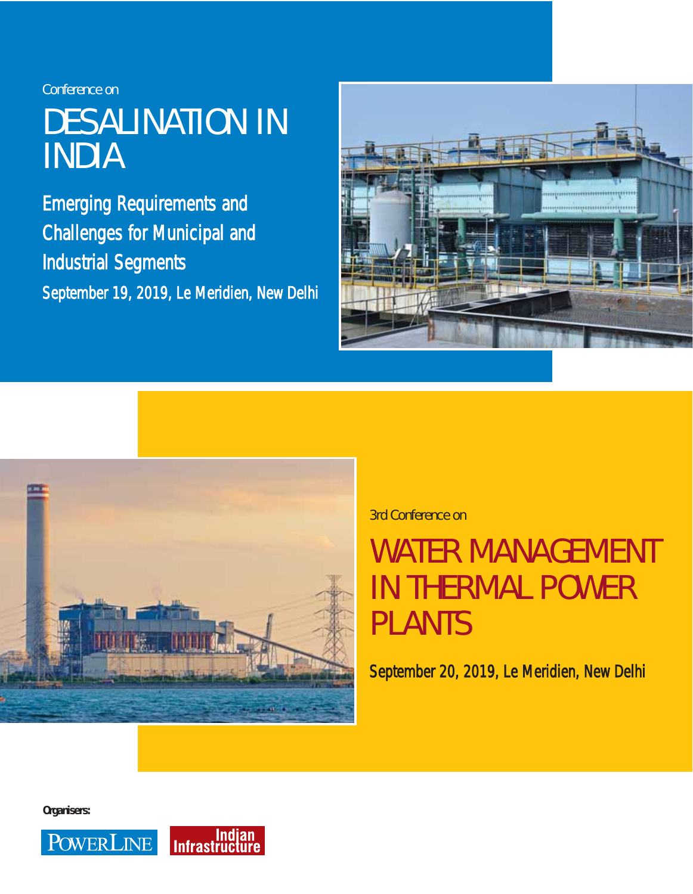Conference on

# DESALINATION IN INDIA

## Emerging Requirements and Challenges for Municipal and Industrial Segments

September 19, 2019, Le Meridien, New Delhi

3rd Conference on

# WATER MANAGEMENT IN THERMAL POWER PLANTS

September 20, 2019, Le Meridien, New Delhi

**Organisers:**

POWERLINE

Indian Infrastructure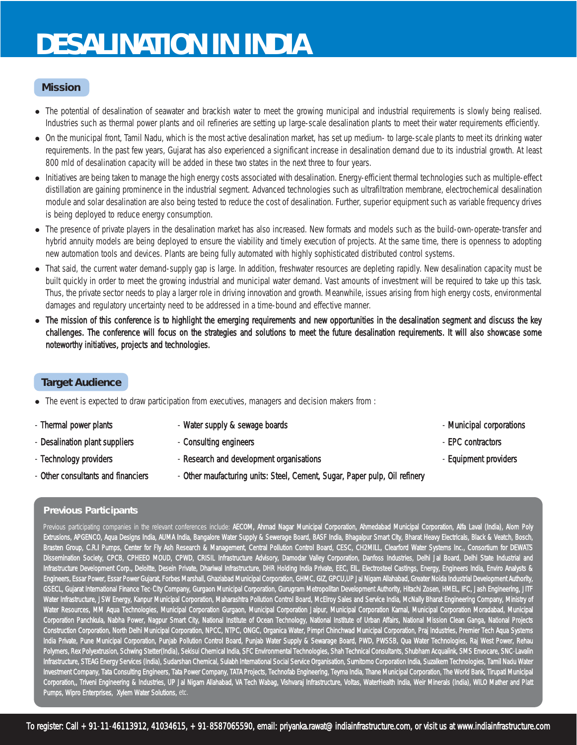# DESALINATION IN INDIA

## Mission

- The potential of desalination of seawater and brackish water to meet the growing municipal and industrial requirements is slowly being realised. Industries such as thermal power plants and oil refineries are setting up large-scale desalination plants to meet their water requirements efficiently.
- On the municipal front, Tamil Nadu, which is the most active desalination market, has set up medium- to large-scale plants to meet its drinking water requirements. In the past few years, Gujarat has also experienced a significant increase in desalination demand due to its industrial growth. At least 800 mld of desalination capacity will be added in these two states in the next three to four years.
- Initiatives are being taken to manage the high energy costs associated with desalination. Energy-efficient thermal technologies such as multiple-effect distillation are gaining prominence in the industrial segment. Advanced technologies such as ultrafiltration membrane, electrochemical desalination module and solar desalination are also being tested to reduce the cost of desalination. Further, superior equipment such as variable frequency drives is being deployed to reduce energy consumption.
- The presence of private players in the desalination market has also increased. New formats and models such as the build-own-operate-transfer and hybrid annuity models are being deployed to ensure the viability and timely execution of projects. At the same time, there is openness to adopting new automation tools and devices. Plants are being fully automated with highly sophisticated distributed control systems.
- That said, the current water demand-supply gap is large. In addition, freshwater resources are depleting rapidly. New desalination capacity must be built quickly in order to meet the growing industrial and municipal water demand. Vast amounts of investment will be required to take up this task. Thus, the private sector needs to play a larger role in driving innovation and growth. Meanwhile, issues arising from high energy costs, environmental damages and regulatory uncertainty need to be addressed in a time-bound and effective manner.
- The mission of this conference is to highlight the emerging requirements and new opportunities in the desalination segment and discuss the key challenges. The conference will focus on the strategies and solutions to meet the future desalination requirements. It will also showcase some noteworthy initiatives, projects and technologies.

## Target Audience

- The event is expected to draw participation from executives, managers and decision makers from :

- Thermal power plants
- Desalination plant suppliers
- Technology providers
- Other consultants and financiers
- Water supply & sewage boards
- Consulting engineers
- Research and development organisations
- Other maufacturing units: Steel, Cement, Sugar, Paper pulp, Oil refinery
- Municipal corporations
- EPC contractors
- Equipment providers

## Previous Participants

Previous participating companies in the relevant conferences include: AECOM, Ahmad Nagar Municipal Corporation, Ahmedabad Municipal Corporation, Alfa Laval (India), Alom Poly Extrusions, APGENCO, Aqua Designs India, AUMA India, Bangalore Water Supply & Sewerage Board, BASF India, Bhagalpur Smart City, Bharat Heavy Electricals, Black & Veatch, Bosch, Brasten Group, C.R.I Pumps, Center for Fly Ash Research & Management, Central Pollution Control Board, CESC, CH2MILL, Clearford Water Systems Inc., Consortium for DEWATS Dissemination Society, CPCB, CPHEEO MOUD, CPWD, CRISIL Infrastructure Advisory, Damodar Valley Corporation, Danfoss Industries, Delhi Jal Board, Delhi State Industrial and Infrastructure Development Corp., Deloitte, Desein Private, Dhariwal Infrastructure, DHR Holding India Private, EEC, EIL, Electrosteel Castings, Energy, Engineers India, Enviro Analysts & Engineers, Essar Power, Essar Power Gujarat, Forbes Marshall, Ghaziabad Municipal Corporation, GHMC, GIZ, GPCU,UP Jal Nigam Allahabad, Greater Noida Industrial Development Authority, GSECL, Gujarat International Finance Tec-City Company, Gurgaon Municipal Corporation, Gurugram Metropolitan Development Authority, Hitachi Zosen, HMEL, IFC, Jash Engineering, JITF Water Infrastructure, JSW Energy, Kanpur Municipal Corporation, Maharashtra Pollution Control Board, McElroy Sales and Service India, McNally Bharat Engineering Company, Ministry of Water Resources, MM Aqua Technologies, Municipal Corporation Gurgaon, Municipal Corporation Jaipur, Municipal Corporation Karnal, Municipal Corporation Moradabad, Municipal Corporation Panchkula, Nabha Power, Nagpur Smart City, National Institute of Ocean Technology, National Institute of Urban Affairs, National Mission Clean Ganga, National Projects Construction Corporation, North Delhi Municipal Corporation, NPCC, NTPC, ONGC, Organica Water, Pimpri Chinchwad Municipal Corporation, Praj Industries, Premier Tech Aqua Systems India Private, Pune Municipal Corporation, Punjab Pollution Control Board, Punjab Water Supply & Sewarage Board, PWD, PWSSB, Qua Water Technologies, Raj West Power, Rehau Polymers, Rex Polyextrusion, Schwing Stetter(India), Sekisui Chemical India, SFC Environmental Technologies, Shah Technical Consultants, Shubham Acqualink, SMS Envocare, SNC-Lavalin Infrastructure, STEAG Energy Services (India), Sudarshan Chemical, Sulabh International Social Service Organisation, Sumitomo Corporation India, Suzalkem Technologies, Tamil Nadu Water Investment Company, Tata Consulting Engineers, Tata Power Company, TATA Projects, Technofab Engineering, Teyma India, Thane Municipal Corporation, The World Bank, Tirupati Municipal Corporation,, Triveni Engineering & Industries, UP Jal Nigam Allahabad, VA Tech Wabag, Vishvaraj Infrastructure, Voltas, WaterHealth India, Weir Minerals (India), WILO Mather and Platt Pumps, Wipro Enterprises, Xylem Water Solutions, etc.

To register: Call + 91-11-46113912, 41034615, + 91-8587065590, email: priyanka.rawat@ indiainfrastructure.com, or visit us at www.indiainfrastructure.com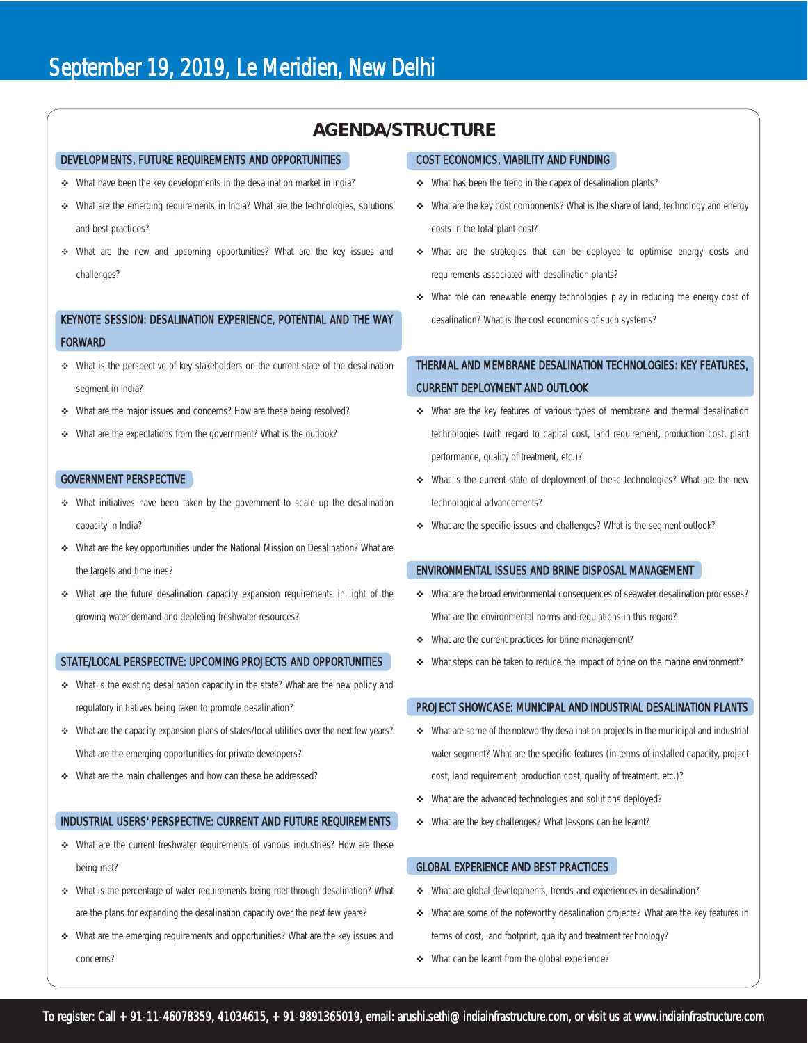September 19, 2019, Le Meridien, New Delhi

# AGENDA/STRUCTURE

## DEVELOPMENTS, FUTURE REQUIREMENTS AND OPPORTUNITIES

- What have been the key developments in the desalination market in India?
- What are the emerging requirements in India? What are the technologies, solutions and best practices?
- What are the new and upcoming opportunities? What are the key issues and challenges?

## KEYNOTE SESSION: DESALINATION EXPERIENCE, POTENTIAL AND THE WAY FORWARD

- What is the perspective of key stakeholders on the current state of the desalination segment in India?
- What are the major issues and concerns? How are these being resolved?
- What are the expectations from the government? What is the outlook?

## GOVERNMENT PERSPECTIVE

- What initiatives have been taken by the government to scale up the desalination capacity in India?
- What are the key opportunities under the National Mission on Desalination? What are the targets and timelines?
- What are the future desalination capacity expansion requirements in light of the growing water demand and depleting freshwater resources?

## STATE/LOCAL PERSPECTIVE: UPCOMING PROJECTS AND OPPORTUNITIES

- What is the existing desalination capacity in the state? What are the new policy and regulatory initiatives being taken to promote desalination?
- What are the capacity expansion plans of states/local utilities over the next few years? What are the emerging opportunities for private developers?
- What are the main challenges and how can these be addressed?

## INDUSTRIAL USERS' PERSPECTIVE: CURRENT AND FUTURE REQUIREMENTS

- What are the current freshwater requirements of various industries? How are these being met?
- What is the percentage of water requirements being met through desalination? What are the plans for expanding the desalination capacity over the next few years?
- What are the emerging requirements and opportunities? What are the key issues and concerns?

## COST ECONOMICS, VIABILITY AND FUNDING

- What has been the trend in the capex of desalination plants?
- What are the key cost components? What is the share of land, technology and energy costs in the total plant cost?
- What are the strategies that can be deployed to optimise energy costs and requirements associated with desalination plants?
- What role can renewable energy technologies play in reducing the energy cost of desalination? What is the cost economics of such systems?

## THERMAL AND MEMBRANE DESALINATION TECHNOLOGIES: KEY FEATURES, CURRENT DEPLOYMENT AND OUTLOOK

- What are the key features of various types of membrane and thermal desalination technologies (with regard to capital cost, land requirement, production cost, plant performance, quality of treatment, etc.)?
- What is the current state of deployment of these technologies? What are the new technological advancements?
- What are the specific issues and challenges? What is the segment outlook?

## ENVIRONMENTAL ISSUES AND BRINE DISPOSAL MANAGEMENT

- What are the broad environmental consequences of seawater desalination processes? What are the environmental norms and regulations in this regard?
- What are the current practices for brine management?
- What steps can be taken to reduce the impact of brine on the marine environment?

## PROJECT SHOWCASE: MUNICIPAL AND INDUSTRIAL DESALINATION PLANTS

- What are some of the noteworthy desalination projects in the municipal and industrial water segment? What are the specific features (in terms of installed capacity, project cost, land requirement, production cost, quality of treatment, etc.)?
- What are the advanced technologies and solutions deployed?
- What are the key challenges? What lessons can be learnt?

## GLOBAL EXPERIENCE AND BEST PRACTICES

- What are global developments, trends and experiences in desalination?
- What are some of the noteworthy desalination projects? What are the key features in terms of cost, land footprint, quality and treatment technology?
- What can be learnt from the global experience?

To register: Call + 91-11-46078359, 41034615, + 91-9891365019, email: arushi.sethi@ indiainfrastructure.com, or visit us at www.indiainfrastructure.com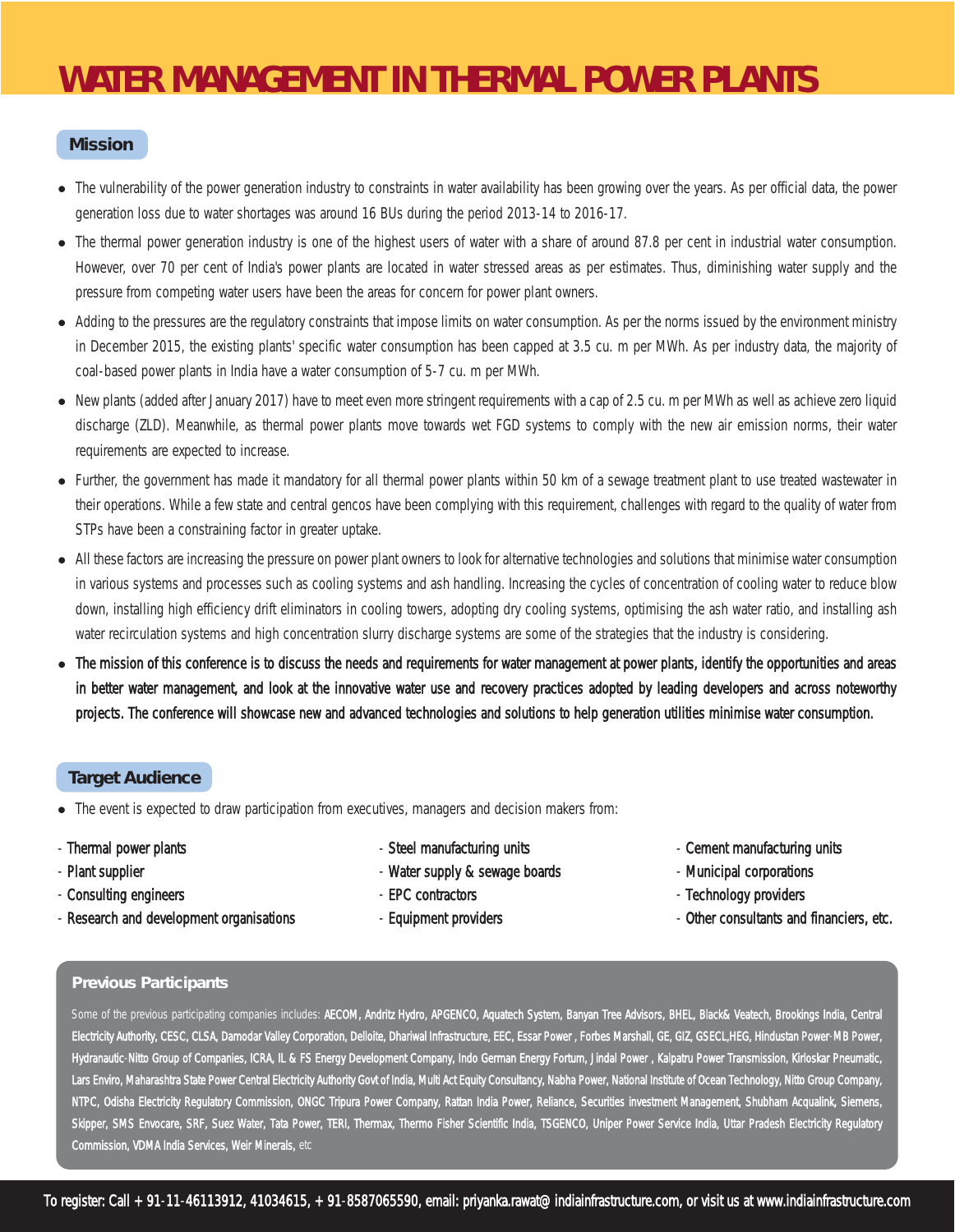# WATER MANAGEMENT IN THERMAL POWER PLANTS

## Mission

- The vulnerability of the power generation industry to constraints in water availability has been growing over the years. As per official data, the power generation loss due to water shortages was around 16 BUs during the period 2013-14 to 2016-17.
- The thermal power generation industry is one of the highest users of water with a share of around 87.8 per cent in industrial water consumption. However, over 70 per cent of India's power plants are located in water stressed areas as per estimates. Thus, diminishing water supply and the pressure from competing water users have been the areas for concern for power plant owners.
- Adding to the pressures are the regulatory constraints that impose limits on water consumption. As per the norms issued by the environment ministry in December 2015, the existing plants' specific water consumption has been capped at 3.5 cu. m per MWh. As per industry data, the majority of coal-based power plants in India have a water consumption of 5-7 cu. m per MWh.
- New plants (added after January 2017) have to meet even more stringent requirements with a cap of 2.5 cu. m per MWh as well as achieve zero liquid discharge (ZLD). Meanwhile, as thermal power plants move towards wet FGD systems to comply with the new air emission norms, their water requirements are expected to increase.
- Further, the government has made it mandatory for all thermal power plants within 50 km of a sewage treatment plant to use treated wastewater in their operations. While a few state and central gencos have been complying with this requirement, challenges with regard to the quality of water from STPs have been a constraining factor in greater uptake.
- All these factors are increasing the pressure on power plant owners to look for alternative technologies and solutions that minimise water consumption in various systems and processes such as cooling systems and ash handling. Increasing the cycles of concentration of cooling water to reduce blow down, installing high efficiency drift eliminators in cooling towers, adopting dry cooling systems, optimising the ash water ratio, and installing ash water recirculation systems and high concentration slurry discharge systems are some of the strategies that the industry is considering.
- The mission of this conference is to discuss the needs and requirements for water management at power plants, identify the opportunities and areas in better water management, and look at the innovative water use and recovery practices adopted by leading developers and across noteworthy projects. The conference will showcase new and advanced technologies and solutions to help generation utilities minimise water consumption.

## Target Audience

- The event is expected to draw participation from executives, managers and decision makers from:

- Thermal power plants
- Plant supplier
- Consulting engineers
- Research and development organisations
- Steel manufacturing units
- Water supply & sewage boards
- EPC contractors
- Equipment providers
- Cement manufacturing units
- Municipal corporations
- Technology providers
- Other consultants and financiers, etc.

## Previous Participants

Some of the previous participating companies includes: AECOM, Andritz Hydro, APGENCO, Aquatech System, Banyan Tree Advisors, BHEL, Black& Veatech, Brookings India, Central Electricity Authority, CESC, CLSA, Damodar Valley Corporation, Deloite, Dhariwal Infrastructure, EEC, Essar Power , Forbes Marshall, GE, GIZ, GSECL,HEG, Hindustan Power-MB Power, Hydranautic-Nitto Group of Companies, ICRA, IL & FS Energy Development Company, Indo German Energy Fortum, Jindal Power , Kalpatru Power Transmission, Kirloskar Pneumatic, Lars Enviro, Maharashtra State Power Central Electricity Authority Govt of India, Multi Act Equity Consultancy, Nabha Power, National Institute of Ocean Technology, Nitto Group Company, NTPC, Odisha Electricity Regulatory Commission, ONGC Tripura Power Company, Rattan India Power, Reliance, Securities investment Management, Shubham Acqualink, Siemens, Skipper, SMS Envocare, SRF, Suez Water, Tata Power, TERI, Thermax, Thermo Fisher Scientific India, TSGENCO, Uniper Power Service India, Uttar Pradesh Electricity Regulatory Commission, VDMA India Services, Weir Minerals, etc

To register: Call + 91-11-46113912, 41034615, + 91-8587065590, email: priyanka.rawat@ indiainfrastructure.com, or visit us at www.indiainfrastructure.com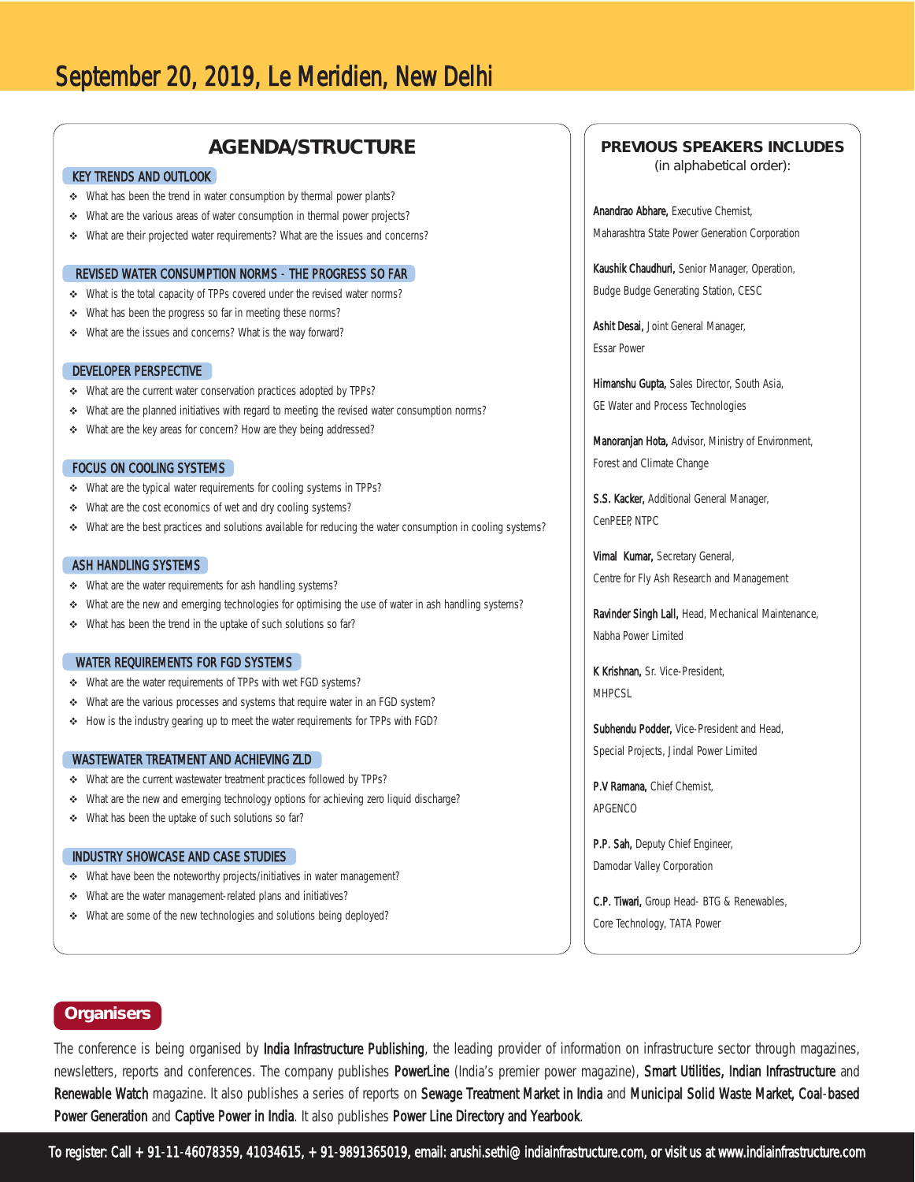# September 20, 2019, Le Meridien, New Delhi

## AGENDA/STRUCTURE

### KEY TRENDS AND OUTLOOK

- What has been the trend in water consumption by thermal power plants?
- What are the various areas of water consumption in thermal power projects?
- What are their projected water requirements? What are the issues and concerns?

### REVISED WATER CONSUMPTION NORMS - THE PROGRESS SO FAR

- What is the total capacity of TPPs covered under the revised water norms?
- What has been the progress so far in meeting these norms?
- What are the issues and concerns? What is the way forward?

### DEVELOPER PERSPECTIVE

- What are the current water conservation practices adopted by TPPs?
- What are the planned initiatives with regard to meeting the revised water consumption norms?
- What are the key areas for concern? How are they being addressed?

### FOCUS ON COOLING SYSTEMS

- What are the typical water requirements for cooling systems in TPPs?
- What are the cost economics of wet and dry cooling systems?
- What are the best practices and solutions available for reducing the water consumption in cooling systems?

### ASH HANDLING SYSTEMS

- What are the water requirements for ash handling systems?
- What are the new and emerging technologies for optimising the use of water in ash handling systems?
- What has been the trend in the uptake of such solutions so far?

### WATER REQUIREMENTS FOR FGD SYSTEMS

- What are the water requirements of TPPs with wet FGD systems?
- What are the various processes and systems that require water in an FGD system?
- How is the industry gearing up to meet the water requirements for TPPs with FGD?

### WASTEWATER TREATMENT AND ACHIEVING ZLD

- What are the current wastewater treatment practices followed by TPPs?
- What are the new and emerging technology options for achieving zero liquid discharge?
- What has been the uptake of such solutions so far?

### INDUSTRY SHOWCASE AND CASE STUDIES

- What have been the noteworthy projects/initiatives in water management?
- What are the water management-related plans and initiatives?
- What are some of the new technologies and solutions being deployed?

## PREVIOUS SPEAKERS INCLUDES

(in alphabetical order):

**Anandrao Abhare,** Executive Chemist, Maharashtra State Power Generation Corporation

**Kaushik Chaudhuri,** Senior Manager, Operation, Budge Budge Generating Station, CESC

**Ashit Desai,** Joint General Manager, Essar Power

**Himanshu Gupta,** Sales Director, South Asia, GE Water and Process Technologies

**Manoranjan Hota,** Advisor, Ministry of Environment, Forest and Climate Change

**S.S. Kacker,** Additional General Manager, CenPEEP, NTPC

**Vimal Kumar,** Secretary General, Centre for Fly Ash Research and Management

**Ravinder Singh Lall,** Head, Mechanical Maintenance, Nabha Power Limited

**K Krishnan,** Sr. Vice-President, MHPCSL

**Subhendu Podder,** Vice-President and Head, Special Projects, Jindal Power Limited

**P.V Ramana,** Chief Chemist, APGENCO

**P.P. Sah,** Deputy Chief Engineer, Damodar Valley Corporation

**C.P. Tiwari,** Group Head- BTG & Renewables, Core Technology, TATA Power

## Organisers

The conference is being organised by **India Infrastructure Publishing**, the leading provider of information on infrastructure sector through magazines, newsletters, reports and conferences. The company publishes **PowerLine** (India's premier power magazine), **Smart Utilities, Indian Infrastructure** and **Renewable Watch** magazine. It also publishes a series of reports on **Sewage Treatment Market in India** and **Municipal Solid Waste Market, Coal-based Power Generation** and **Captive Power in India**. It also publishes **Power Line Directory and Yearbook**.

To register: Call + 91-11-46078359, 41034615, + 91-9891365019, email: arushi.sethi@ indiainfrastructure.com, or visit us at www.indiainfrastructure.com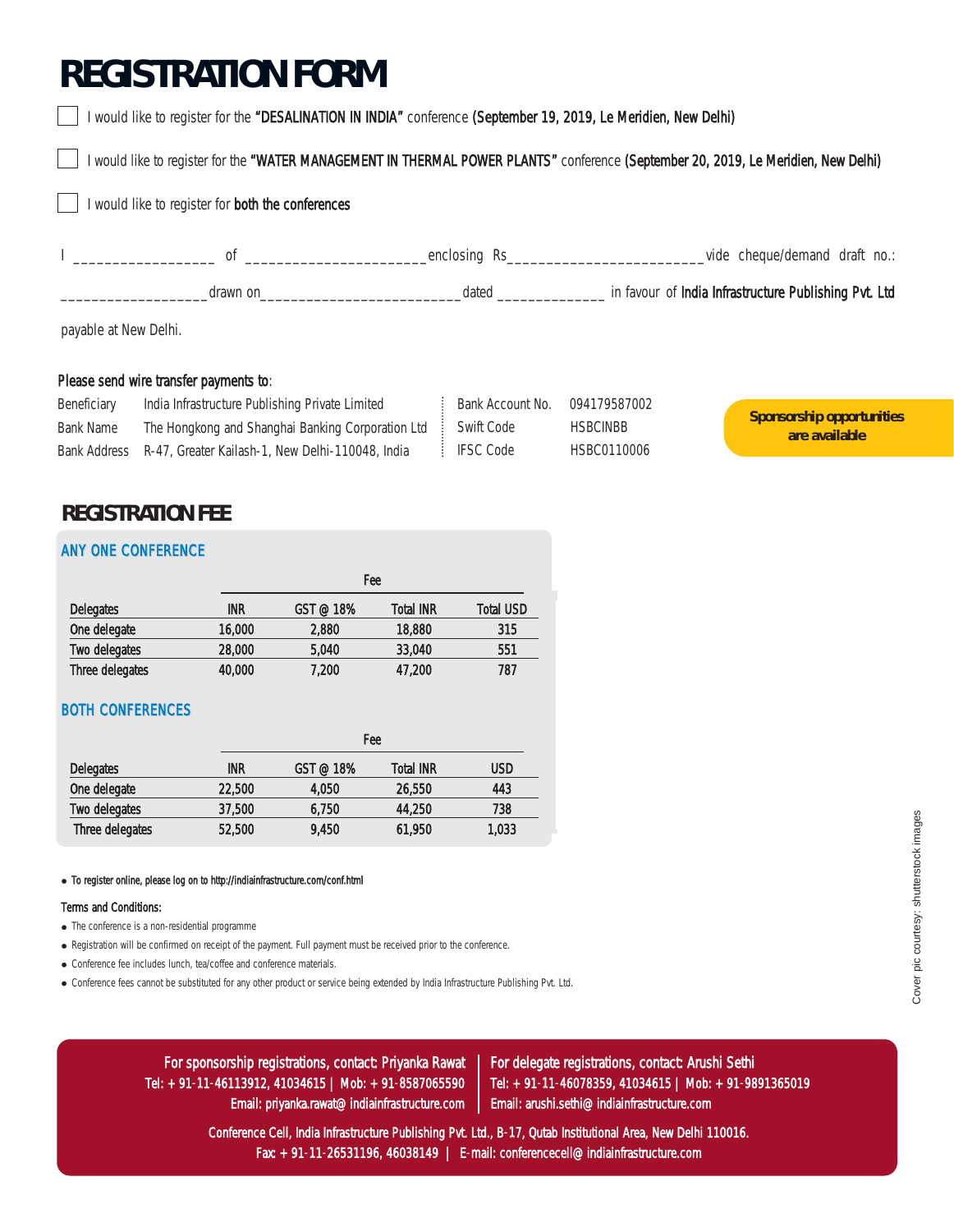# REGISTRATION FORM

☐ I would like to register for the **"DESALINATION IN INDIA"** conference **(September 19, 2019, Le Meridien, New Delhi)**

☐ I would like to register for the **"WATER MANAGEMENT IN THERMAL POWER PLANTS"** conference **(September 20, 2019, Le Meridien, New Delhi)**

☐ I would like to register for **both the conferences**

I __________________ of ______________________enclosing Rs________________________vide cheque/demand draft no.: __________________drawn on_________________________dated _____________ in favour of **India Infrastructure Publishing Pvt. Ltd** payable at New Delhi.

**Please send wire transfer payments to**:

| | | | |
|---|---|---|---|
| Beneficiary | India Infrastructure Publishing Private Limited | Bank Account No. | 094179587002 |
| Bank Name | The Hongkong and Shanghai Banking Corporation Ltd | Swift Code | HSBCINBB |
| Bank Address | R-47, Greater Kailash-1, New Delhi-110048, India | IFSC Code | HSBC0110006 |

**Sponsorship opportunities are available**

## REGISTRATION FEE

### ANY ONE CONFERENCE

| | Fee | | | |
|---|---|---|---|---|
| Delegates | INR | GST @ 18% | Total INR | Total USD |
| One delegate | 16,000 | 2,880 | 18,880 | 315 |
| Two delegates | 28,000 | 5,040 | 33,040 | 551 |
| Three delegates | 40,000 | 7,200 | 47,200 | 787 |

### BOTH CONFERENCES

| | Fee | | | |
|---|---|---|---|---|
| Delegates | INR | GST @ 18% | Total INR | USD |
| One delegate | 22,500 | 4,050 | 26,550 | 443 |
| Two delegates | 37,500 | 6,750 | 44,250 | 738 |
| Three delegates | 52,500 | 9,450 | 61,950 | 1,033 |

- To register online, please log on to http://indiainfrastructure.com/conf.html

Terms and Conditions:

- The conference is a non-residential programme
- Registration will be confirmed on receipt of the payment. Full payment must be received prior to the conference.
- Conference fee includes lunch, tea/coffee and conference materials.
- Conference fees cannot be substituted for any other product or service being extended by India Infrastructure Publishing Pvt. Ltd.

Cover pic courtesy: shutterstock images

For sponsorship registrations, contact: Priyanka Rawat
Tel: + 91-11-46113912, 41034615 | Mob: + 91-8587065590
Email: priyanka.rawat@indiainfrastructure.com

For delegate registrations, contact: Arushi Sethi
Tel: + 91-11-46078359, 41034615 | Mob: + 91-9891365019
Email: arushi.sethi@indiainfrastructure.com

Conference Cell, India Infrastructure Publishing Pvt. Ltd., B-17, Qutab Institutional Area, New Delhi 110016.
Fax: + 91-11-26531196, 46038149 | E-mail: conferencecell@indiainfrastructure.com